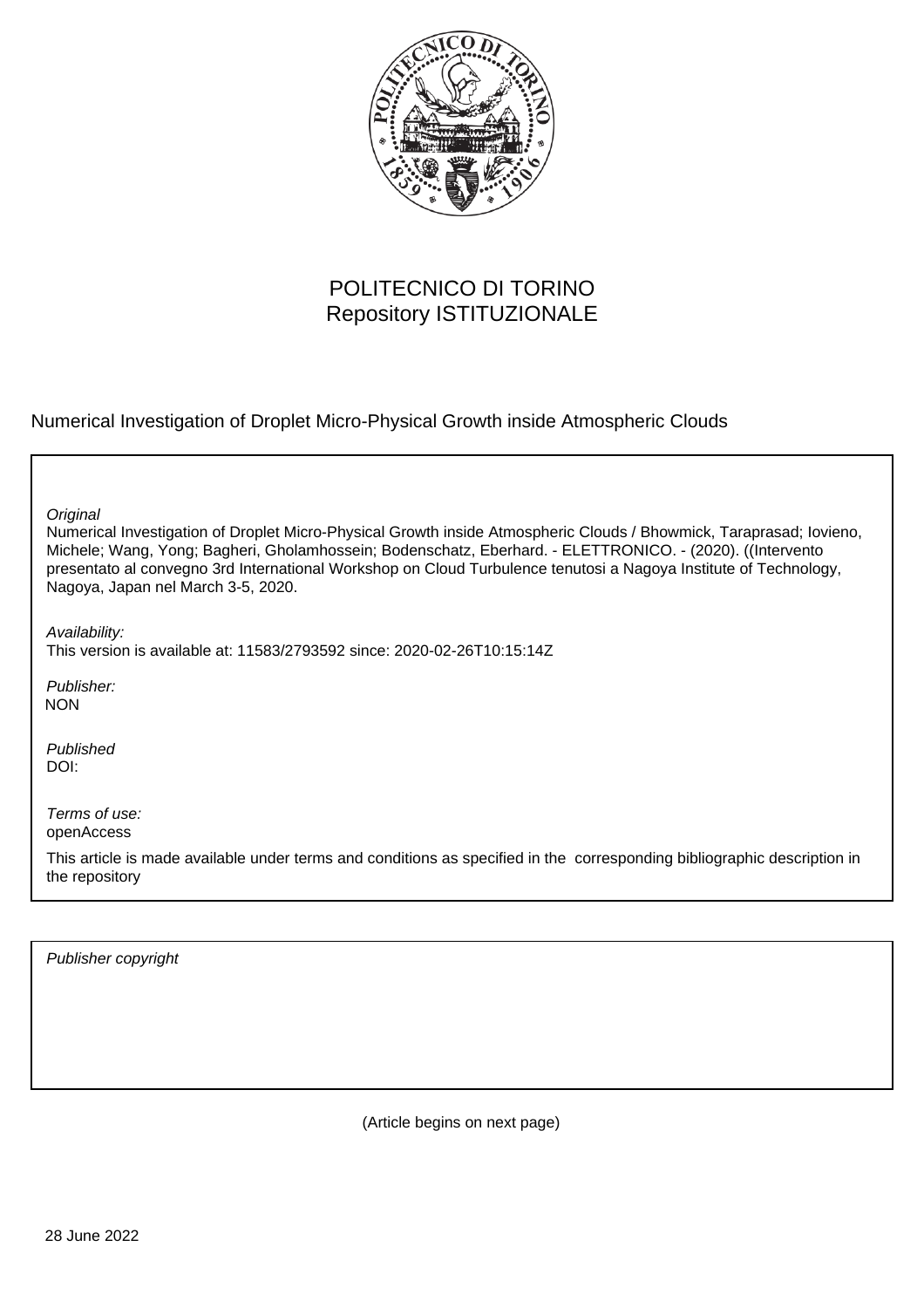POLITECNICO DI TORINO
Repository ISTITUZIONALE

Numerical Investigation of Droplet Micro-Physical Growth inside Atmospheric Clouds

*Original*
Numerical Investigation of Droplet Micro-Physical Growth inside Atmospheric Clouds / Bhowmick, Taraprasad; Iovieno, Michele; Wang, Yong; Bagheri, Gholamhossein; Bodenschatz, Eberhard. - ELETTRONICO. - (2020). ((Intervento presentato al convegno 3rd International Workshop on Cloud Turbulence tenutosi a Nagoya Institute of Technology, Nagoya, Japan nel March 3-5, 2020.

*Availability:*
This version is available at: 11583/2793592 since: 2020-02-26T10:15:14Z

*Publisher:*
NON

*Published*
DOI:

*Terms of use:*
openAccess

This article is made available under terms and conditions as specified in the corresponding bibliographic description in the repository

*Publisher copyright*

(Article begins on next page)

28 June 2022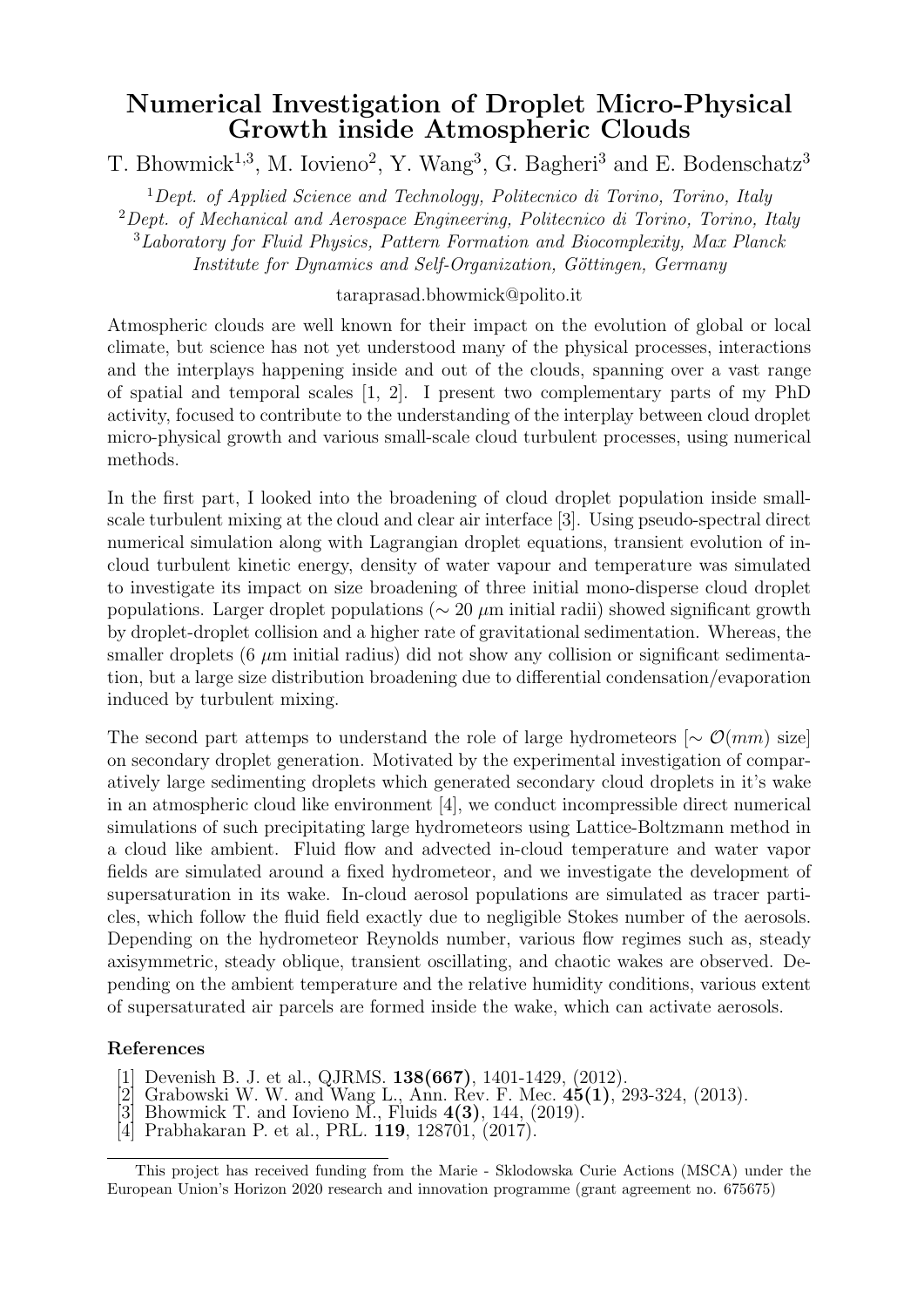# Numerical Investigation of Droplet Micro-Physical Growth inside Atmospheric Clouds

T. Bhowmick[1,3], M. Iovieno[2], Y. Wang[3], G. Bagheri[3] and E. Bodenschatz[3]

[1] *Dept. of Applied Science and Technology, Politecnico di Torino, Torino, Italy*
[2] *Dept. of Mechanical and Aerospace Engineering, Politecnico di Torino, Torino, Italy*
[3] *Laboratory for Fluid Physics, Pattern Formation and Biocomplexity, Max Planck Institute for Dynamics and Self-Organization, Göttingen, Germany*

taraprasad.bhowmick@polito.it

Atmospheric clouds are well known for their impact on the evolution of global or local climate, but science has not yet understood many of the physical processes, interactions and the interplays happening inside and out of the clouds, spanning over a vast range of spatial and temporal scales [1, 2]. I present two complementary parts of my PhD activity, focused to contribute to the understanding of the interplay between cloud droplet micro-physical growth and various small-scale cloud turbulent processes, using numerical methods.

In the first part, I looked into the broadening of cloud droplet population inside small-scale turbulent mixing at the cloud and clear air interface [3]. Using pseudo-spectral direct numerical simulation along with Lagrangian droplet equations, transient evolution of in-cloud turbulent kinetic energy, density of water vapour and temperature was simulated to investigate its impact on size broadening of three initial mono-disperse cloud droplet populations. Larger droplet populations ($\sim 20$ $\mu$m initial radii) showed significant growth by droplet-droplet collision and a higher rate of gravitational sedimentation. Whereas, the smaller droplets (6 $\mu$m initial radius) did not show any collision or significant sedimentation, but a large size distribution broadening due to differential condensation/evaporation induced by turbulent mixing.

The second part attemps to understand the role of large hydrometeors [$\sim \mathcal{O}(mm)$ size] on secondary droplet generation. Motivated by the experimental investigation of comparatively large sedimenting droplets which generated secondary cloud droplets in it's wake in an atmospheric cloud like environment [4], we conduct incompressible direct numerical simulations of such precipitating large hydrometeors using Lattice-Boltzmann method in a cloud like ambient. Fluid flow and advected in-cloud temperature and water vapor fields are simulated around a fixed hydrometeor, and we investigate the development of supersaturation in its wake. In-cloud aerosol populations are simulated as tracer particles, which follow the fluid field exactly due to negligible Stokes number of the aerosols. Depending on the hydrometeor Reynolds number, various flow regimes such as, steady axisymmetric, steady oblique, transient oscillating, and chaotic wakes are observed. Depending on the ambient temperature and the relative humidity conditions, various extent of supersaturated air parcels are formed inside the wake, which can activate aerosols.

### References

[1] Devenish B. J. et al., QJRMS. **138(667)**, 1401-1429, (2012).
[2] Grabowski W. W. and Wang L., Ann. Rev. F. Mec. **45(1)**, 293-324, (2013).
[3] Bhowmick T. and Iovieno M., Fluids **4(3)**, 144, (2019).
[4] Prabhakaran P. et al., PRL. **119**, 128701, (2017).

---

This project has received funding from the Marie - Sklodowska Curie Actions (MSCA) under the European Union's Horizon 2020 research and innovation programme (grant agreement no. 675675)